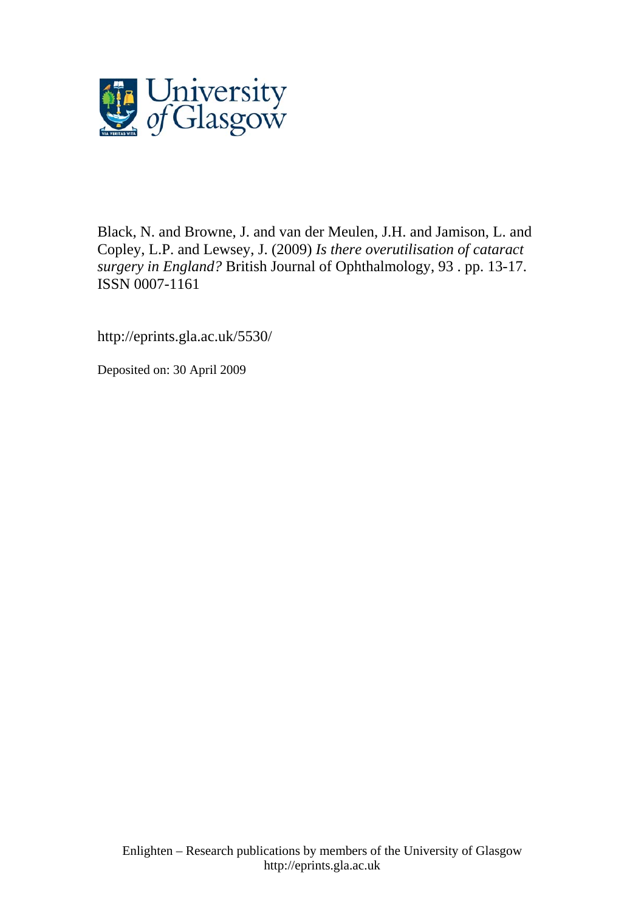Black, N. and Browne, J. and van der Meulen, J.H. and Jamison, L. and Copley, L.P. and Lewsey, J. (2009) *Is there overutilisation of cataract surgery in England?* British Journal of Ophthalmology, 93 . pp. 13-17. ISSN 0007-1161

http://eprints.gla.ac.uk/5530/

Deposited on: 30 April 2009

Enlighten – Research publications by members of the University of Glasgow
http://eprints.gla.ac.uk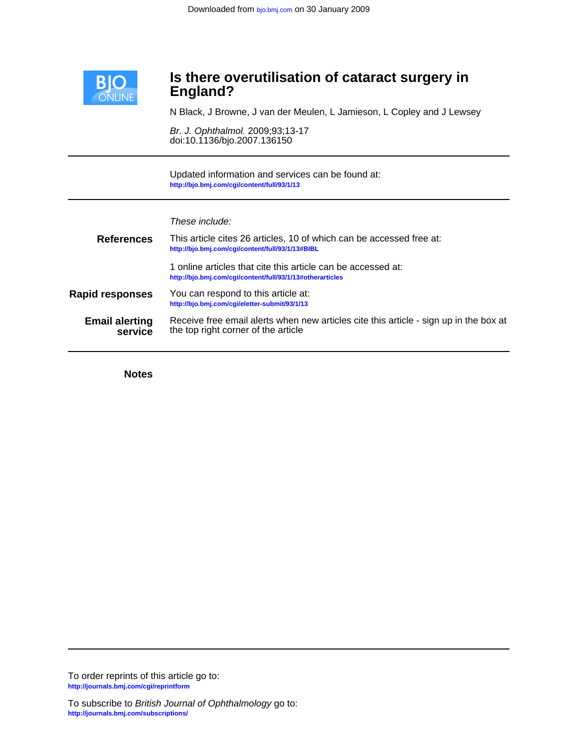# Is there overutilisation of cataract surgery in England?

N Black, J Browne, J van der Meulen, L Jamieson, L Copley and J Lewsey

*Br. J. Ophthalmol.* 2009;93;13-17
doi:10.1136/bjo.2007.136150

Updated information and services can be found at:
http://bjo.bmj.com/cgi/content/full/93/1/13

*These include:*

**References**

This article cites 26 articles, 10 of which can be accessed free at:
http://bjo.bmj.com/cgi/content/full/93/1/13#BIBL

1 online articles that cite this article can be accessed at:
http://bjo.bmj.com/cgi/content/full/93/1/13#otherarticles

**Rapid responses**

You can respond to this article at:
http://bjo.bmj.com/cgi/eletter-submit/93/1/13

**Email alerting service**

Receive free email alerts when new articles cite this article - sign up in the box at the top right corner of the article

**Notes**

To order reprints of this article go to:
http://journals.bmj.com/cgi/reprintform

To subscribe to *British Journal of Ophthalmology* go to:
http://journals.bmj.com/subscriptions/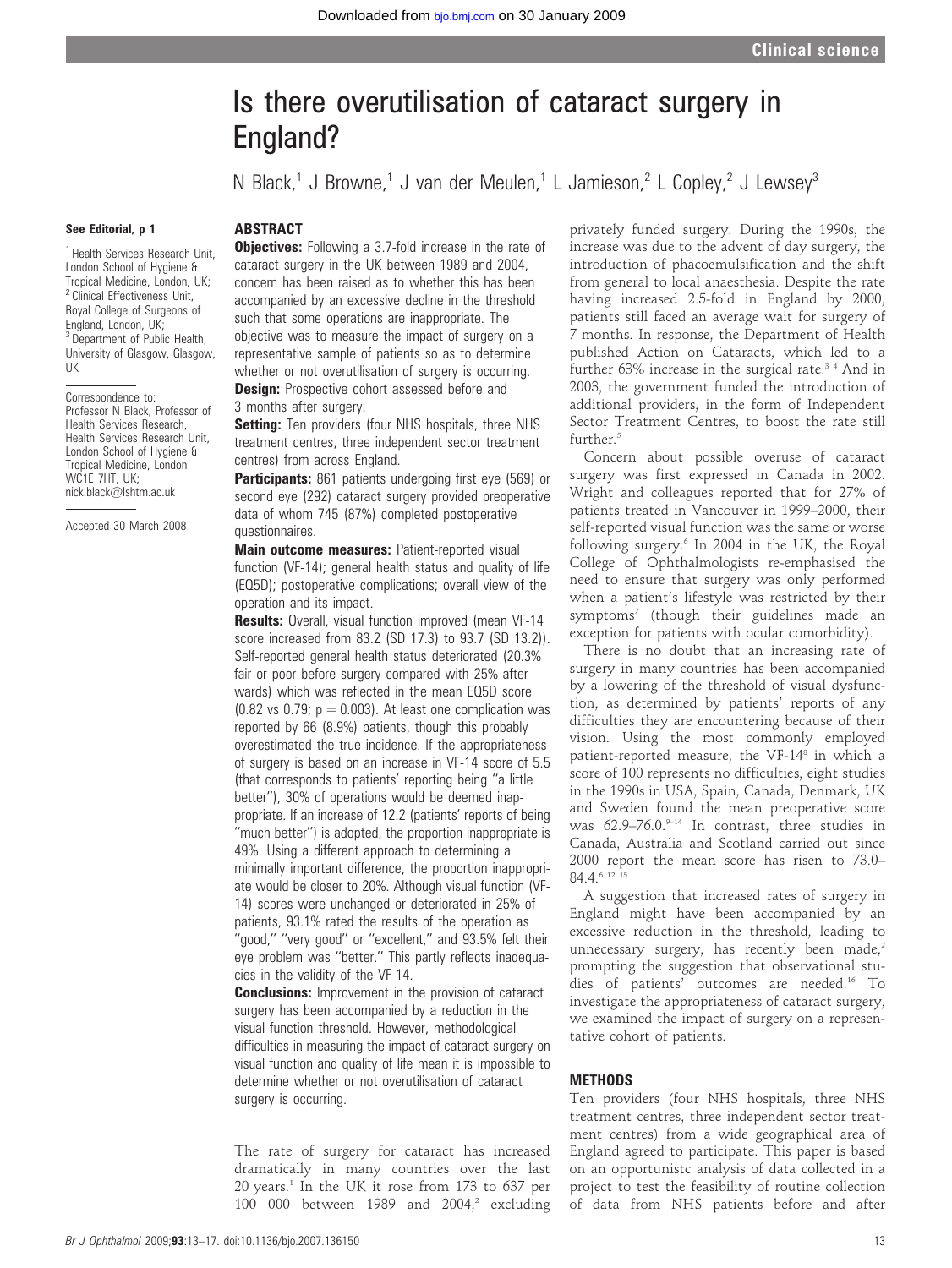# Is there overutilisation of cataract surgery in England?

N Black,[1] J Browne,[1] J van der Meulen,[1] L Jamieson,[2] L Copley,[2] J Lewsey[3]

See Editorial, p 1

[1] Health Services Research Unit, London School of Hygiene & Tropical Medicine, London, UK; [2] Clinical Effectiveness Unit, Royal College of Surgeons of England, London, UK; [3] Department of Public Health, University of Glasgow, Glasgow, UK

Correspondence to: Professor N Black, Professor of Health Services Research, Health Services Research Unit, London School of Hygiene & Tropical Medicine, London WC1E 7HT, UK; nick.black@lshtm.ac.uk

Accepted 30 March 2008

## ABSTRACT

**Objectives:** Following a 3.7-fold increase in the rate of cataract surgery in the UK between 1989 and 2004, concern has been raised as to whether this has been accompanied by an excessive decline in the threshold such that some operations are inappropriate. The objective was to measure the impact of surgery on a representative sample of patients so as to determine whether or not overutilisation of surgery is occurring.

**Design:** Prospective cohort assessed before and 3 months after surgery.

**Setting:** Ten providers (four NHS hospitals, three NHS treatment centres, three independent sector treatment centres) from across England.

**Participants:** 861 patients undergoing first eye (569) or second eye (292) cataract surgery provided preoperative data of whom 745 (87%) completed postoperative questionnaires.

**Main outcome measures:** Patient-reported visual function (VF-14); general health status and quality of life (EQ5D); postoperative complications; overall view of the operation and its impact.

**Results:** Overall, visual function improved (mean VF-14 score increased from 83.2 (SD 17.3) to 93.7 (SD 13.2)). Self-reported general health status deteriorated (20.3% fair or poor before surgery compared with 25% afterwards) which was reflected in the mean EQ5D score (0.82 vs 0.79; $p = 0.003$). At least one complication was reported by 66 (8.9%) patients, though this probably overestimated the true incidence. If the appropriateness of surgery is based on an increase in VF-14 score of 5.5 (that corresponds to patients' reporting being "a little better"), 30% of operations would be deemed inappropriate. If an increase of 12.2 (patients' reports of being "much better") is adopted, the proportion inappropriate is 49%. Using a different approach to determining a minimally important difference, the proportion inappropriate would be closer to 20%. Although visual function (VF-14) scores were unchanged or deteriorated in 25% of patients, 93.1% rated the results of the operation as "good," "very good" or "excellent," and 93.5% felt their eye problem was "better." This partly reflects inadequacies in the validity of the VF-14.

**Conclusions:** Improvement in the provision of cataract surgery has been accompanied by a reduction in the visual function threshold. However, methodological difficulties in measuring the impact of cataract surgery on visual function and quality of life mean it is impossible to determine whether or not overutilisation of cataract surgery is occurring.

The rate of surgery for cataract has increased dramatically in many countries over the last 20 years.[1] In the UK it rose from 173 to 637 per 100 000 between 1989 and 2004,[2] excluding privately funded surgery. During the 1990s, the increase was due to the advent of day surgery, the introduction of phacoemulsification and the shift from general to local anaesthesia. Despite the rate having increased 2.5-fold in England by 2000, patients still faced an average wait for surgery of 7 months. In response, the Department of Health published Action on Cataracts, which led to a further 63% increase in the surgical rate.[3 4] And in 2003, the government funded the introduction of additional providers, in the form of Independent Sector Treatment Centres, to boost the rate still further.[5]

Concern about possible overuse of cataract surgery was first expressed in Canada in 2002. Wright and colleagues reported that for 27% of patients treated in Vancouver in 1999–2000, their self-reported visual function was the same or worse following surgery.[6] In 2004 in the UK, the Royal College of Ophthalmologists re-emphasised the need to ensure that surgery was only performed when a patient's lifestyle was restricted by their symptoms[7] (though their guidelines made an exception for patients with ocular comorbidity).

There is no doubt that an increasing rate of surgery in many countries has been accompanied by a lowering of the threshold of visual dysfunction, as determined by patients' reports of any difficulties they are encountering because of their vision. Using the most commonly employed patient-reported measure, the VF-14[8] in which a score of 100 represents no difficulties, eight studies in the 1990s in USA, Spain, Canada, Denmark, UK and Sweden found the mean preoperative score was 62.9–76.0.[9–14] In contrast, three studies in Canada, Australia and Scotland carried out since 2000 report the mean score has risen to 73.0–84.4.[6 12 15]

A suggestion that increased rates of surgery in England might have been accompanied by an excessive reduction in the threshold, leading to unnecessary surgery, has recently been made,[2] prompting the suggestion that observational studies of patients' outcomes are needed.[16] To investigate the appropriateness of cataract surgery, we examined the impact of surgery on a representative cohort of patients.

## METHODS

Ten providers (four NHS hospitals, three NHS treatment centres, three independent sector treatment centres) from a wide geographical area of England agreed to participate. This paper is based on an opportunistc analysis of data collected in a project to test the feasibility of routine collection of data from NHS patients before and after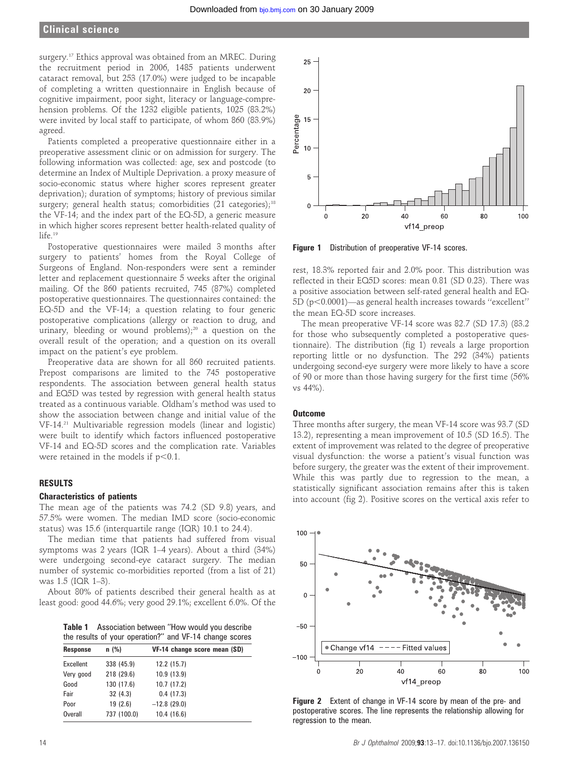surgery.[17] Ethics approval was obtained from an MREC. During the recruitment period in 2006, 1485 patients underwent cataract removal, but 253 (17.0%) were judged to be incapable of completing a written questionnaire in English because of cognitive impairment, poor sight, literacy or language-comprehension problems. Of the 1232 eligible patients, 1025 (83.2%) were invited by local staff to participate, of whom 860 (83.9%) agreed.

Patients completed a preoperative questionnaire either in a preoperative assessment clinic or on admission for surgery. The following information was collected: age, sex and postcode (to determine an Index of Multiple Deprivation. a proxy measure of socio-economic status where higher scores represent greater deprivation); duration of symptoms; history of previous similar surgery; general health status; comorbidities (21 categories);[18] the VF-14; and the index part of the EQ-5D, a generic measure in which higher scores represent better health-related quality of life.[19]

Postoperative questionnaires were mailed 3 months after surgery to patients' homes from the Royal College of Surgeons of England. Non-responders were sent a reminder letter and replacement questionnaire 5 weeks after the original mailing. Of the 860 patients recruited, 745 (87%) completed postoperative questionnaires. The questionnaires contained: the EQ-5D and the VF-14; a question relating to four generic postoperative complications (allergy or reaction to drug, and urinary, bleeding or wound problems);[20] a question on the overall result of the operation; and a question on its overall impact on the patient's eye problem.

Preoperative data are shown for all 860 recruited patients. Prepost comparisons are limited to the 745 postoperative respondents. The association between general health status and EQ5D was tested by regression with general health status treated as a continuous variable. Oldham's method was used to show the association between change and initial value of the VF-14.[21] Multivariable regression models (linear and logistic) were built to identify which factors influenced postoperative VF-14 and EQ-5D scores and the complication rate. Variables were retained in the models if $p<0.1$.

## RESULTS

### Characteristics of patients

The mean age of the patients was 74.2 (SD 9.8) years, and 57.5% were women. The median IMD score (socio-economic status) was 15.6 (interquartile range (IQR) 10.1 to 24.4).

The median time that patients had suffered from visual symptoms was 2 years (IQR 1–4 years). About a third (34%) were undergoing second-eye cataract surgery. The median number of systemic co-morbidities reported (from a list of 21) was 1.5 (IQR 1–3).

About 80% of patients described their general health as at least good: good 44.6%; very good 29.1%; excellent 6.0%. Of the rest, 18.3% reported fair and 2.0% poor. This distribution was reflected in their EQ5D scores: mean 0.81 (SD 0.23). There was a positive association between self-rated general health and EQ-5D ($p<0.0001$)—as general health increases towards "excellent" the mean EQ-5D score increases.

The mean preoperative VF-14 score was 82.7 (SD 17.3) (83.2 for those who subsequently completed a postoperative questionnaire). The distribution (fig 1) reveals a large proportion reporting little or no dysfunction. The 292 (34%) patients undergoing second-eye surgery were more likely to have a score of 90 or more than those having surgery for the first time (56% vs 44%).

**Table 1** Association between "How would you describe the results of your operation?" and VF-14 change scores

| Response | n (%) | VF-14 change score mean (SD) |
|---|---|---|
| Excellent | 338 (45.9) | 12.2 (15.7) |
| Very good | 218 (29.6) | 10.9 (13.9) |
| Good | 130 (17.6) | 10.7 (17.2) |
| Fair | 32 (4.3) | 0.4 (17.3) |
| Poor | 19 (2.6) | −12.8 (29.0) |
| Overall | 737 (100.0) | 10.4 (16.6) |

**Figure 1** Distribution of preoperative VF-14 scores.

### Outcome

Three months after surgery, the mean VF-14 score was 93.7 (SD 13.2), representing a mean improvement of 10.5 (SD 16.5). The extent of improvement was related to the degree of preoperative visual dysfunction: the worse a patient's visual function was before surgery, the greater was the extent of their improvement. While this was partly due to regression to the mean, a statistically significant association remains after this is taken into account (fig 2). Positive scores on the vertical axis refer to

**Figure 2** Extent of change in VF-14 score by mean of the pre- and postoperative scores. The line represents the relationship allowing for regression to the mean.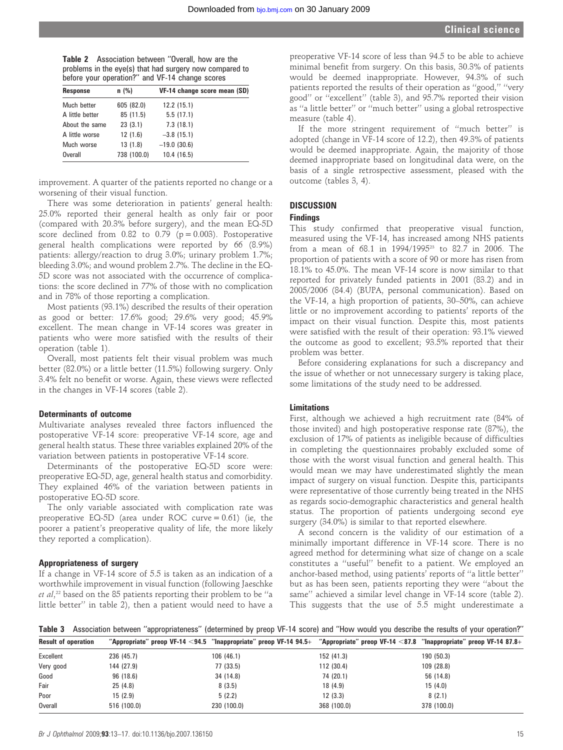**Table 2** Association between "Overall, how are the problems in the eye(s) that had surgery now compared to before your operation?" and VF-14 change scores

| Response | n (%) | VF-14 change score mean (SD) |
|---|---|---|
| Much better | 605 (82.0) | 12.2 (15.1) |
| A little better | 85 (11.5) | 5.5 (17.1) |
| About the same | 23 (3.1) | 7.3 (18.1) |
| A little worse | 12 (1.6) | −3.8 (15.1) |
| Much worse | 13 (1.8) | −19.0 (30.6) |
| Overall | 738 (100.0) | 10.4 (16.5) |

improvement. A quarter of the patients reported no change or a worsening of their visual function.

There was some deterioration in patients' general health: 25.0% reported their general health as only fair or poor (compared with 20.3% before surgery), and the mean EQ-5D score declined from 0.82 to 0.79 ($p = 0.003$). Postoperative general health complications were reported by 66 (8.9%) patients: allergy/reaction to drug 3.0%; urinary problem 1.7%; bleeding 3.0%; and wound problem 2.7%. The decline in the EQ-5D score was not associated with the occurrence of complications: the score declined in 77% of those with no complication and in 78% of those reporting a complication.

Most patients (93.1%) described the results of their operation as good or better: 17.6% good; 29.6% very good; 45.9% excellent. The mean change in VF-14 scores was greater in patients who were more satisfied with the results of their operation (table 1).

Overall, most patients felt their visual problem was much better (82.0%) or a little better (11.5%) following surgery. Only 3.4% felt no benefit or worse. Again, these views were reflected in the changes in VF-14 scores (table 2).

### Determinants of outcome

Multivariate analyses revealed three factors influenced the postoperative VF-14 score: preoperative VF-14 score, age and general health status. These three variables explained 20% of the variation between patients in postoperative VF-14 score.

Determinants of the postoperative EQ-5D score were: preoperative EQ-5D, age, general health status and comorbidity. They explained 46% of the variation between patients in postoperative EQ-5D score.

The only variable associated with complication rate was preoperative EQ-5D (area under ROC curve = 0.61) (ie, the poorer a patient's preoperative quality of life, the more likely they reported a complication).

### Appropriateness of surgery

If a change in VF-14 score of 5.5 is taken as an indication of a worthwhile improvement in visual function (following Jaeschke *et al*,[22] based on the 85 patients reporting their problem to be "a little better" in table 2), then a patient would need to have a preoperative VF-14 score of less than 94.5 to be able to achieve minimal benefit from surgery. On this basis, 30.3% of patients would be deemed inappropriate. However, 94.3% of such patients reported the results of their operation as "good," "very good" or "excellent" (table 3), and 95.7% reported their vision as "a little better" or "much better" using a global retrospective measure (table 4).

If the more stringent requirement of "much better" is adopted (change in VF-14 score of 12.2), then 49.3% of patients would be deemed inappropriate. Again, the majority of those deemed inappropriate based on longitudinal data were, on the basis of a single retrospective assessment, pleased with the outcome (tables 3, 4).

## DISCUSSION

### Findings

This study confirmed that preoperative visual function, measured using the VF-14, has increased among NHS patients from a mean of 68.1 in 1994/1995[23] to 82.7 in 2006. The proportion of patients with a score of 90 or more has risen from 18.1% to 45.0%. The mean VF-14 score is now similar to that reported for privately funded patients in 2001 (83.2) and in 2005/2006 (84.4) (BUPA, personal communication). Based on the VF-14, a high proportion of patients, 30–50%, can achieve little or no improvement according to patients' reports of the impact on their visual function. Despite this, most patients were satisfied with the result of their operation: 93.1% viewed the outcome as good to excellent; 93.5% reported that their problem was better.

Before considering explanations for such a discrepancy and the issue of whether or not unnecessary surgery is taking place, some limitations of the study need to be addressed.

### Limitations

First, although we achieved a high recruitment rate (84% of those invited) and high postoperative response rate (87%), the exclusion of 17% of patients as ineligible because of difficulties in completing the questionnaires probably excluded some of those with the worst visual function and general health. This would mean we may have underestimated slightly the mean impact of surgery on visual function. Despite this, participants were representative of those currently being treated in the NHS as regards socio-demographic characteristics and general health status. The proportion of patients undergoing second eye surgery (34.0%) is similar to that reported elsewhere.

A second concern is the validity of our estimation of a minimally important difference in VF-14 score. There is no agreed method for determining what size of change on a scale constitutes a "useful" benefit to a patient. We employed an anchor-based method, using patients' reports of "a little better" but as has been seen, patients reporting they were "about the same" achieved a similar level change in VF-14 score (table 2). This suggests that the use of 5.5 might underestimate a

**Table 3** Association between "appropriateness" (determined by preop VF-14 score) and "How would you describe the results of your operation?"

| Result of operation | "Appropriate" preop VF-14 <94.5 | "Inappropriate" preop VF-14 94.5+ | "Appropriate" preop VF-14 <87.8 | "Inappropriate" preop VF-14 87.8+ |
|---|---|---|---|---|
| Excellent | 236 (45.7) | 106 (46.1) | 152 (41.3) | 190 (50.3) |
| Very good | 144 (27.9) | 77 (33.5) | 112 (30.4) | 109 (28.8) |
| Good | 96 (18.6) | 34 (14.8) | 74 (20.1) | 56 (14.8) |
| Fair | 25 (4.8) | 8 (3.5) | 18 (4.9) | 15 (4.0) |
| Poor | 15 (2.9) | 5 (2.2) | 12 (3.3) | 8 (2.1) |
| Overall | 516 (100.0) | 230 (100.0) | 368 (100.0) | 378 (100.0) |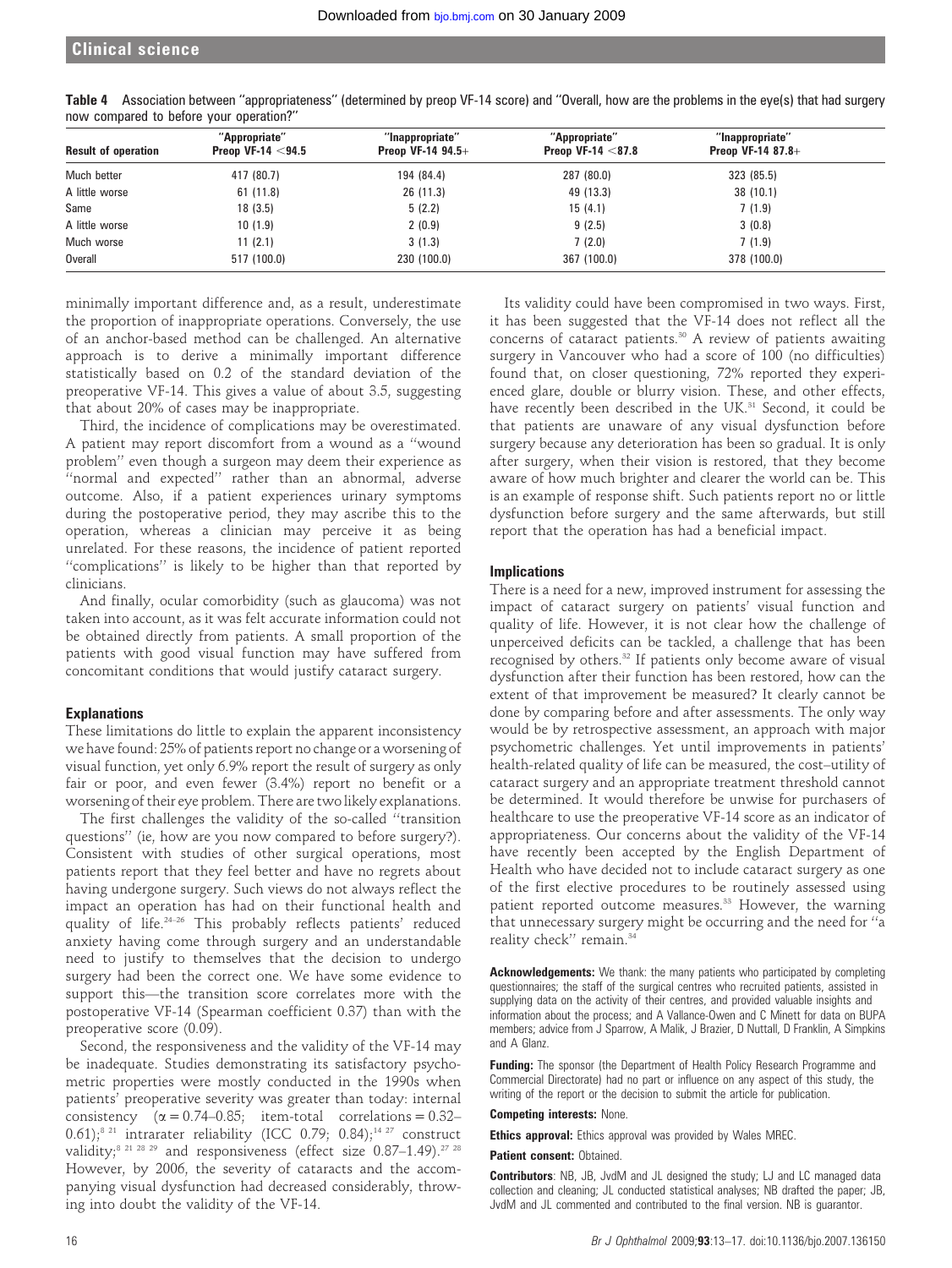**Table 4** Association between "appropriateness" (determined by preop VF-14 score) and "Overall, how are the problems in the eye(s) that had surgery now compared to before your operation?"

| Result of operation | "Appropriate" Preop VF-14 <94.5 | "Inappropriate" Preop VF-14 94.5+ | "Appropriate" Preop VF-14 <87.8 | "Inappropriate" Preop VF-14 87.8+ |
|---|---|---|---|---|
| Much better | 417 (80.7) | 194 (84.4) | 287 (80.0) | 323 (85.5) |
| A little worse | 61 (11.8) | 26 (11.3) | 49 (13.3) | 38 (10.1) |
| Same | 18 (3.5) | 5 (2.2) | 15 (4.1) | 7 (1.9) |
| A little worse | 10 (1.9) | 2 (0.9) | 9 (2.5) | 3 (0.8) |
| Much worse | 11 (2.1) | 3 (1.3) | 7 (2.0) | 7 (1.9) |
| Overall | 517 (100.0) | 230 (100.0) | 367 (100.0) | 378 (100.0) |

minimally important difference and, as a result, underestimate the proportion of inappropriate operations. Conversely, the use of an anchor-based method can be challenged. An alternative approach is to derive a minimally important difference statistically based on 0.2 of the standard deviation of the preoperative VF-14. This gives a value of about 3.5, suggesting that about 20% of cases may be inappropriate.

Third, the incidence of complications may be overestimated. A patient may report discomfort from a wound as a "wound problem" even though a surgeon may deem their experience as "normal and expected" rather than an abnormal, adverse outcome. Also, if a patient experiences urinary symptoms during the postoperative period, they may ascribe this to the operation, whereas a clinician may perceive it as being unrelated. For these reasons, the incidence of patient reported "complications" is likely to be higher than that reported by clinicians.

And finally, ocular comorbidity (such as glaucoma) was not taken into account, as it was felt accurate information could not be obtained directly from patients. A small proportion of the patients with good visual function may have suffered from concomitant conditions that would justify cataract surgery.

### Explanations

These limitations do little to explain the apparent inconsistency we have found: 25% of patients report no change or a worsening of visual function, yet only 6.9% report the result of surgery as only fair or poor, and even fewer (3.4%) report no benefit or a worsening of their eye problem. There are two likely explanations.

The first challenges the validity of the so-called "transition questions" (ie, how are you now compared to before surgery?). Consistent with studies of other surgical operations, most patients report that they feel better and have no regrets about having undergone surgery. Such views do not always reflect the impact an operation has had on their functional health and quality of life.[24–26] This probably reflects patients' reduced anxiety having come through surgery and an understandable need to justify to themselves that the decision to undergo surgery had been the correct one. We have some evidence to support this—the transition score correlates more with the postoperative VF-14 (Spearman coefficient 0.37) than with the preoperative score (0.09).

Second, the responsiveness and the validity of the VF-14 may be inadequate. Studies demonstrating its satisfactory psychometric properties were mostly conducted in the 1990s when patients' preoperative severity was greater than today: internal consistency ($\alpha = 0.74$–$0.85$; item-total correlations = 0.32–0.61);[8 21] intrarater reliability (ICC 0.79; 0.84);[14 27] construct validity;[8 21 28 29] and responsiveness (effect size 0.87–1.49).[27 28] However, by 2006, the severity of cataracts and the accompanying visual dysfunction had decreased considerably, throwing into doubt the validity of the VF-14.

Its validity could have been compromised in two ways. First, it has been suggested that the VF-14 does not reflect all the concerns of cataract patients.[30] A review of patients awaiting surgery in Vancouver who had a score of 100 (no difficulties) found that, on closer questioning, 72% reported they experienced glare, double or blurry vision. These, and other effects, have recently been described in the UK.[31] Second, it could be that patients are unaware of any visual dysfunction before surgery because any deterioration has been so gradual. It is only after surgery, when their vision is restored, that they become aware of how much brighter and clearer the world can be. This is an example of response shift. Such patients report no or little dysfunction before surgery and the same afterwards, but still report that the operation has had a beneficial impact.

### Implications

There is a need for a new, improved instrument for assessing the impact of cataract surgery on patients' visual function and quality of life. However, it is not clear how the challenge of unperceived deficits can be tackled, a challenge that has been recognised by others.[32] If patients only become aware of visual dysfunction after their function has been restored, how can the extent of that improvement be measured? It clearly cannot be done by comparing before and after assessments. The only way would be by retrospective assessment, an approach with major psychometric challenges. Yet until improvements in patients' health-related quality of life can be measured, the cost–utility of cataract surgery and an appropriate treatment threshold cannot be determined. It would therefore be unwise for purchasers of healthcare to use the preoperative VF-14 score as an indicator of appropriateness. Our concerns about the validity of the VF-14 have recently been accepted by the English Department of Health who have decided not to include cataract surgery as one of the first elective procedures to be routinely assessed using patient reported outcome measures.[33] However, the warning that unnecessary surgery might be occurring and the need for "a reality check" remain.[34]

**Acknowledgements:** We thank: the many patients who participated by completing questionnaires; the staff of the surgical centres who recruited patients, assisted in supplying data on the activity of their centres, and provided valuable insights and information about the process; and A Vallance-Owen and C Minett for data on BUPA members; advice from J Sparrow, A Malik, J Brazier, D Nuttall, D Franklin, A Simpkins and A Glanz.

**Funding:** The sponsor (the Department of Health Policy Research Programme and Commercial Directorate) had no part or influence on any aspect of this study, the writing of the report or the decision to submit the article for publication.

**Competing interests:** None.

**Ethics approval:** Ethics approval was provided by Wales MREC.

**Patient consent:** Obtained.

**Contributors**: NB, JB, JvdM and JL designed the study; LJ and LC managed data collection and cleaning; JL conducted statistical analyses; NB drafted the paper; JB, JvdM and JL commented and contributed to the final version. NB is guarantor.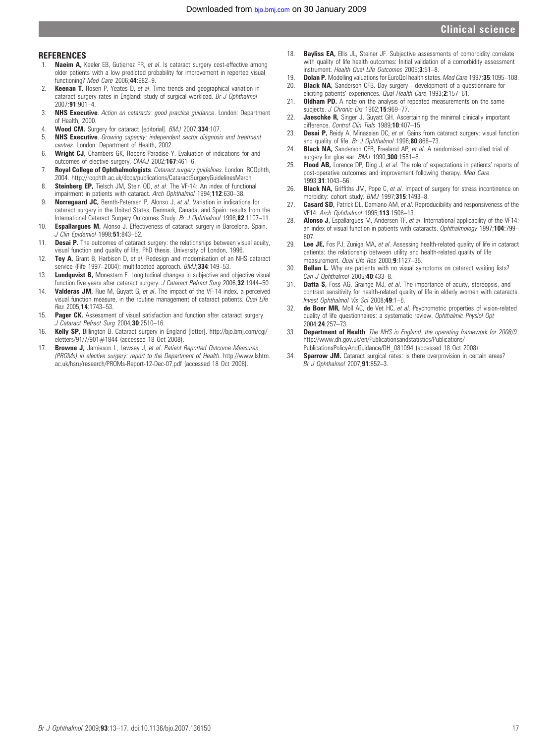## REFERENCES

1. **Naeim A,** Keeler EB, Gutierrez PR, *et al*. Is cataract surgery cost-effective among older patients with a low predicted probability for improvement in reported visual functioning? *Med Care* 2006;**44**:982–9.
2. **Keenan T,** Rosen P, Yeates D, *et al*. Time trends and geographical variation in cataract surgery rates in England: study of surgical workload. *Br J Ophthalmol* 2007;**91**:901–4.
3. **NHS Executive**. *Action on cataracts: good practice guidance*. London: Department of Health, 2000.
4. **Wood CM.** Surgery for cataract [editorial]. *BMJ* 2007;**334**:107.
5. **NHS Executive**. *Growing capacity: independent sector diagnosis and treatment centres*. London: Department of Health, 2002.
6. **Wright CJ,** Chambers GK, Robens-Paradise Y. Evaluation of indications for and outcomes of elective surgery. *CMAJ* 2002;**167**:461–6.
7. **Royal College of Ophthalmologists**. *Cataract surgery guidelines*. London: RCOphth, 2004. http://rcophth.ac.uk/docs/publications/CataractSurgeryGuidelinesMarch
8. **Steinberg EP,** Tielsch JM, Stein OD, *et al*. The VF-14: An index of functional impairment in patients with cataract. *Arch Ophthalmol* 1994;**112**:630–38.
9. **Norregaard JC,** Bernth-Petersen P, Alonso J, *et al*. Variation in indications for cataract surgery in the United States, Denmark, Canada, and Spain: results from the International Cataract Surgery Outcomes Study. *Br J Ophthalmol* 1998;**82**:1107–11.
10. **Espallargues M,** Alonso J. Effectiveness of cataract surgery in Barcelona, Spain. *J Clin Epidemiol* 1998;**51**:843–52.
11. **Desai P.** The outcomes of cataract surgery: the relationships between visual acuity, visual function and quality of life. PhD thesis. University of London, 1996.
12. **Tey A,** Grant B, Harbison D, *et al*. Redesign and modernisation of an NHS cataract service (Fife 1997–2004): multifaceted approach. *BMJ*;**334**:149–53.
13. **Lundqvist B,** Monestam E. Longitudinal changes in subjective and objective visual function five years after cataract surgery. *J Cataract Refract Surg* 2006;**32**:1944–50.
14. **Valderas JM,** Rue M, Guyatt G, *et al*. The impact of the VF-14 index, a perceived visual function measure, in the routine management of cataract patients. *Qual Life Res* 2005;**14**:1743–53.
15. **Pager CK.** Assessment of visual satisfaction and function after cataract surgery. *J Cataract Refract Surg* 2004;**30**:2510–16.
16. **Kelly SP,** Billington B. Cataract surgery in England [letter]. http://bjo.bmj.com/cgi/eletters/91/7/901#1844 (accessed 18 Oct 2008).
17. **Browne J,** Jamieson L, Lewsey J, *et al*. *Patient Reported Outcome Measures (PROMs) in elective surgery: report to the Department of Health*. http://www.lshtm.ac.uk/hsru/research/PROMs-Report-12-Dec-07.pdf (accessed 18 Oct 2008).
18. **Bayliss EA,** Ellis JL, Steiner JF. Subjective assessments of comorbidity correlate with quality of life health outcomes: Initial validation of a comorbidity assessment instrument. *Health Qual Life Outcomes* 2005;**3**:51–8.
19. **Dolan P.** Modelling valuations for EuroQol health states. *Med Care* 1997;**35**:1095–108.
20. **Black NA,** Sanderson CFB. Day surgery—development of a questionnaire for eliciting patients' experiences. *Qual Health Care* 1993;**2**:157–61.
21. **Oldham PD.** A note on the analysis of repeated measurements on the same subjects. *J Chronic Dis* 1962;**15**:969–77.
22. **Jaeschke R,** Singer J, Guyatt GH. Ascertaining the minimal clinically important difference. *Control Clin Tials* 1989;**10**:407–15.
23. **Desai P,** Reidy A, Minassian DC, *et al*. Gains from cataract surgery: visual function and quality of life. *Br J Ophthalmol* 1996;**80**:868–73.
24. **Black NA,** Sanderson CFB, Freeland AP, *et al*. A randomised controlled trial of surgery for glue ear. *BMJ* 1990;**300**:1551–6.
25. **Flood AB,** Lorence DP, Ding J, *et al*. The role of expectations in patients' reports of post-operative outcomes and improvement following therapy. *Med Care* 1993;**31**:1043–56.
26. **Black NA,** Griffiths JM, Pope C, *et al*. Impact of surgery for stress incontinence on morbidity: cohort study. *BMJ* 1997;**315**:1493–8.
27. **Casard SD,** Patrick DL, Damiano AM, *et al*. Reproducibility and responsiveness of the VF14. *Arch Ophthalmol* 1995;**113**:1508–13.
28. **Alonso J,** Espallargues M, Andersen TF, *et al*. International applicability of the VF14: an index of visual function in patients with cataracts. *Ophthalmology* 1997;**104**:799–807.
29. **Lee JE,** Fos PJ, Zuniga MA, *et al*. Assessing health-related quality of life in cataract patients: the relationship between utility and health-related quality of life measurement. *Qual Life Res* 2000;**9**:1127–35.
30. **Bellan L.** Why are patients with no visual symptoms on cataract waiting lists? *Can J Ophthalmol* 2005;**40**:433–8.
31. **Datta S,** Foss AG, Grainge MJ, *et al*. The importance of acuity, stereopsis, and contrast sensitivity for health-related quality of life in elderly women with cataracts. *Invest Ophthalmol Vis Sci* 2008;**49**:1–6.
32. **de Boer MR,** Moll AC, de Vet HC, *et al*. Psychometric properties of vision-related quality of life questionnaires: a systematic review. *Ophthalmic Physiol Opt* 2004;**24**:257–73.
33. **Department of Health**. *The NHS in England: the operating framework for 2008/9*. http://www.dh.gov.uk/en/Publicationsandstatistics/Publications/PublicationsPolicyAndGuidance/DH_081094 (accessed 18 Oct 2008).
34. **Sparrow JM.** Cataract surgical rates: is there overprovision in certain areas? *Br J Ophthalmol* 2007;**91**:852–3.